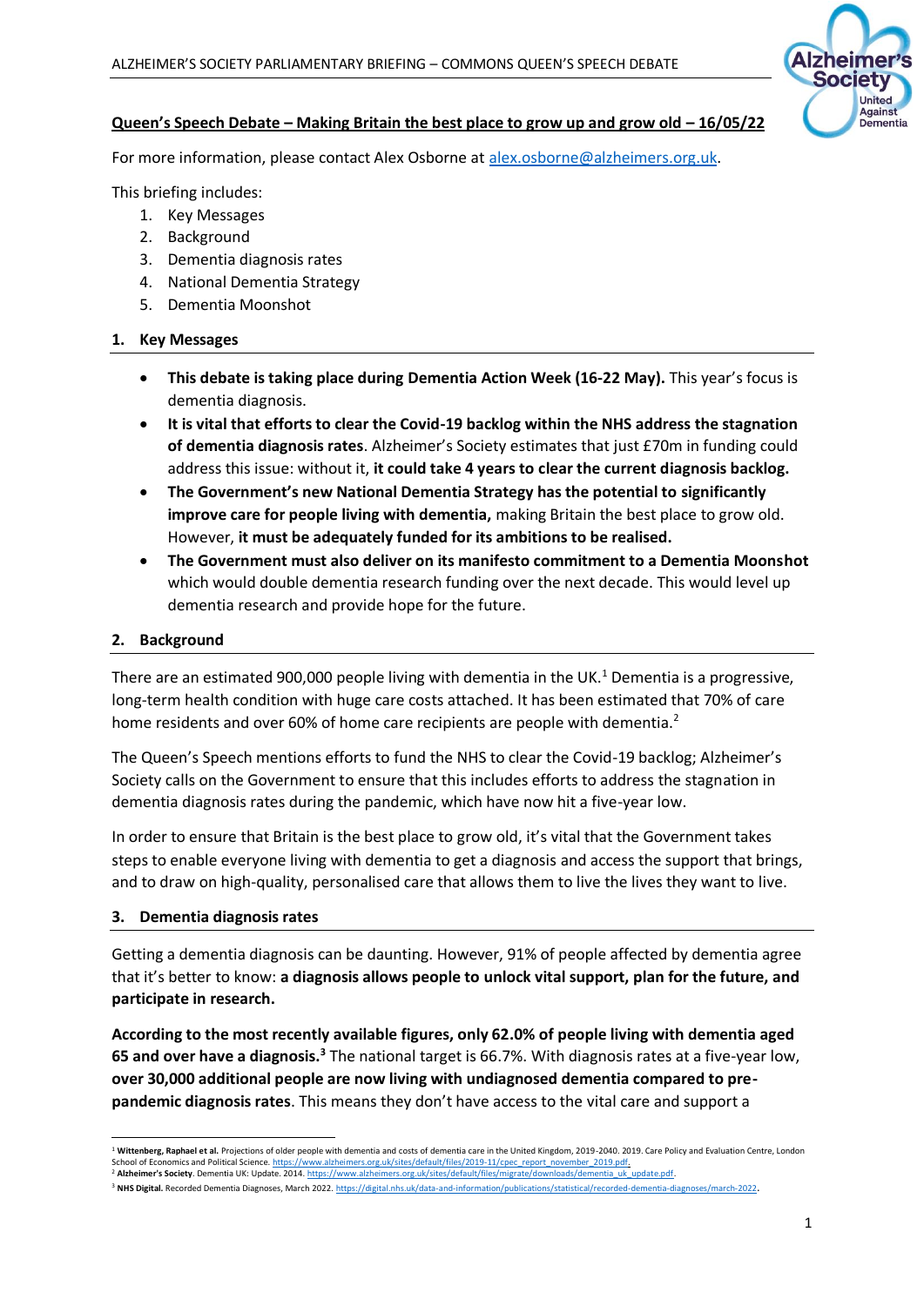## Queen's Speech Debate – Making Britain the best place to grow up and grow old – 16/05/22

For more information, please contact Alex Osborne at alex.osborne@alzheimers.org.uk.

This briefing includes:

1. Key Messages
2. Background
3. Dementia diagnosis rates
4. National Dementia Strategy
5. Dementia Moonshot

### 1. Key Messages

- **This debate is taking place during Dementia Action Week (16-22 May).** This year's focus is dementia diagnosis.
- **It is vital that efforts to clear the Covid-19 backlog within the NHS address the stagnation of dementia diagnosis rates**. Alzheimer's Society estimates that just £70m in funding could address this issue: without it, **it could take 4 years to clear the current diagnosis backlog.**
- **The Government's new National Dementia Strategy has the potential to significantly improve care for people living with dementia,** making Britain the best place to grow old. However, **it must be adequately funded for its ambitions to be realised.**
- **The Government must also deliver on its manifesto commitment to a Dementia Moonshot** which would double dementia research funding over the next decade. This would level up dementia research and provide hope for the future.

### 2. Background

There are an estimated 900,000 people living with dementia in the UK.[1] Dementia is a progressive, long-term health condition with huge care costs attached. It has been estimated that 70% of care home residents and over 60% of home care recipients are people with dementia.[2]

The Queen's Speech mentions efforts to fund the NHS to clear the Covid-19 backlog; Alzheimer's Society calls on the Government to ensure that this includes efforts to address the stagnation in dementia diagnosis rates during the pandemic, which have now hit a five-year low.

In order to ensure that Britain is the best place to grow old, it's vital that the Government takes steps to enable everyone living with dementia to get a diagnosis and access the support that brings, and to draw on high-quality, personalised care that allows them to live the lives they want to live.

### 3. Dementia diagnosis rates

Getting a dementia diagnosis can be daunting. However, 91% of people affected by dementia agree that it's better to know: **a diagnosis allows people to unlock vital support, plan for the future, and participate in research.**

**According to the most recently available figures, only 62.0% of people living with dementia aged 65 and over have a diagnosis.[3]** The national target is 66.7%. With diagnosis rates at a five-year low, **over 30,000 additional people are now living with undiagnosed dementia compared to pre-pandemic diagnosis rates**. This means they don't have access to the vital care and support a

---

[1] **Wittenberg, Raphael et al.** Projections of older people with dementia and costs of dementia care in the United Kingdom, 2019-2040. 2019. Care Policy and Evaluation Centre, London School of Economics and Political Science. https://www.alzheimers.org.uk/sites/default/files/2019-11/cpec_report_november_2019.pdf.

[2] **Alzheimer's Society**. Dementia UK: Update. 2014. https://www.alzheimers.org.uk/sites/default/files/migrate/downloads/dementia_uk_update.pdf.

[3] **NHS Digital.** Recorded Dementia Diagnoses, March 2022. https://digital.nhs.uk/data-and-information/publications/statistical/recorded-dementia-diagnoses/march-2022.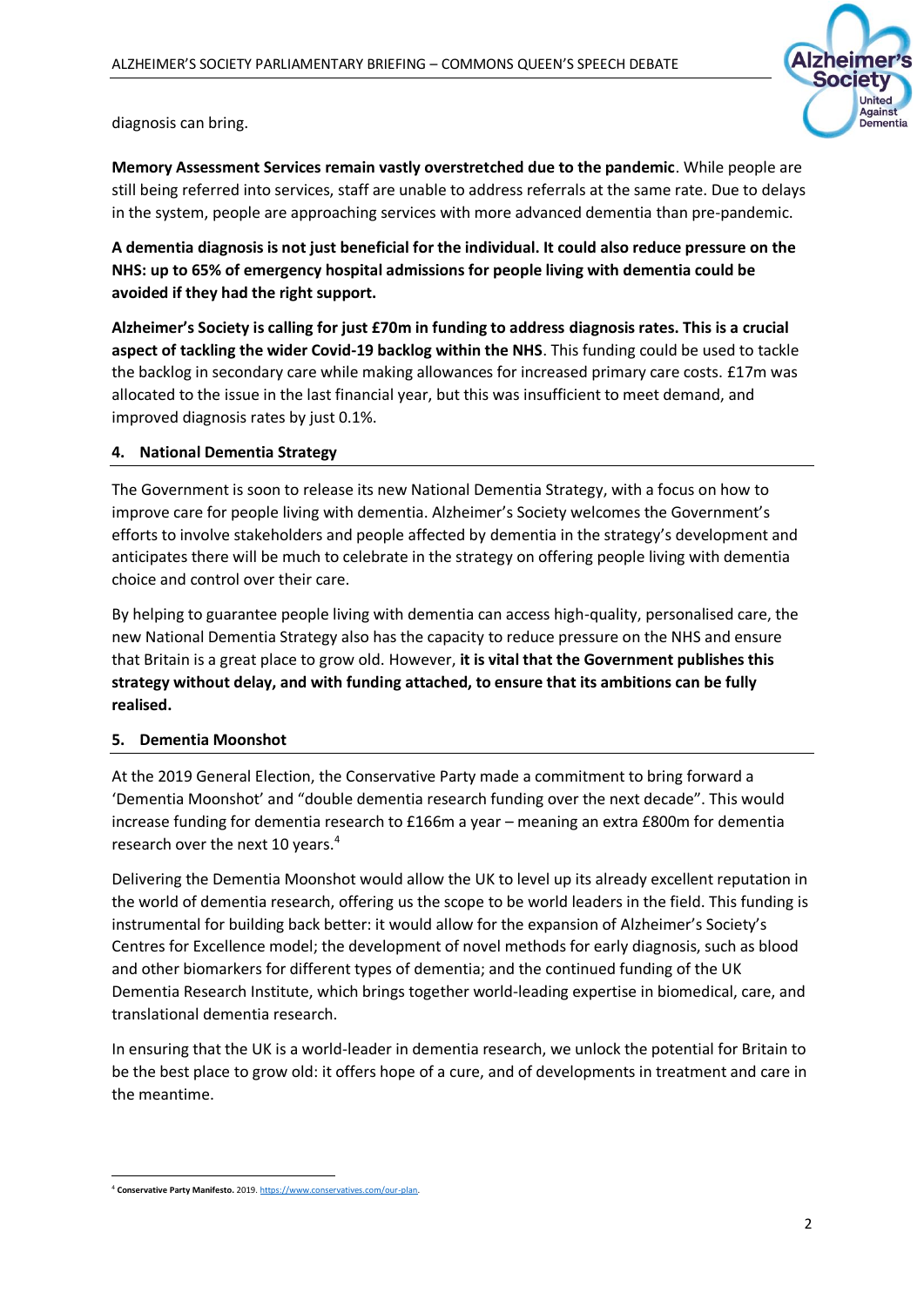diagnosis can bring.

**Memory Assessment Services remain vastly overstretched due to the pandemic**. While people are still being referred into services, staff are unable to address referrals at the same rate. Due to delays in the system, people are approaching services with more advanced dementia than pre-pandemic.

**A dementia diagnosis is not just beneficial for the individual. It could also reduce pressure on the NHS: up to 65% of emergency hospital admissions for people living with dementia could be avoided if they had the right support.**

**Alzheimer's Society is calling for just £70m in funding to address diagnosis rates. This is a crucial aspect of tackling the wider Covid-19 backlog within the NHS**. This funding could be used to tackle the backlog in secondary care while making allowances for increased primary care costs. £17m was allocated to the issue in the last financial year, but this was insufficient to meet demand, and improved diagnosis rates by just 0.1%.

## 4. National Dementia Strategy

The Government is soon to release its new National Dementia Strategy, with a focus on how to improve care for people living with dementia. Alzheimer's Society welcomes the Government's efforts to involve stakeholders and people affected by dementia in the strategy's development and anticipates there will be much to celebrate in the strategy on offering people living with dementia choice and control over their care.

By helping to guarantee people living with dementia can access high-quality, personalised care, the new National Dementia Strategy also has the capacity to reduce pressure on the NHS and ensure that Britain is a great place to grow old. However, **it is vital that the Government publishes this strategy without delay, and with funding attached, to ensure that its ambitions can be fully realised.**

## 5. Dementia Moonshot

At the 2019 General Election, the Conservative Party made a commitment to bring forward a 'Dementia Moonshot' and "double dementia research funding over the next decade". This would increase funding for dementia research to £166m a year – meaning an extra £800m for dementia research over the next 10 years.[4]

Delivering the Dementia Moonshot would allow the UK to level up its already excellent reputation in the world of dementia research, offering us the scope to be world leaders in the field. This funding is instrumental for building back better: it would allow for the expansion of Alzheimer's Society's Centres for Excellence model; the development of novel methods for early diagnosis, such as blood and other biomarkers for different types of dementia; and the continued funding of the UK Dementia Research Institute, which brings together world-leading expertise in biomedical, care, and translational dementia research.

In ensuring that the UK is a world-leader in dementia research, we unlock the potential for Britain to be the best place to grow old: it offers hope of a cure, and of developments in treatment and care in the meantime.

---

[4] **Conservative Party Manifesto.** 2019. https://www.conservatives.com/our-plan.